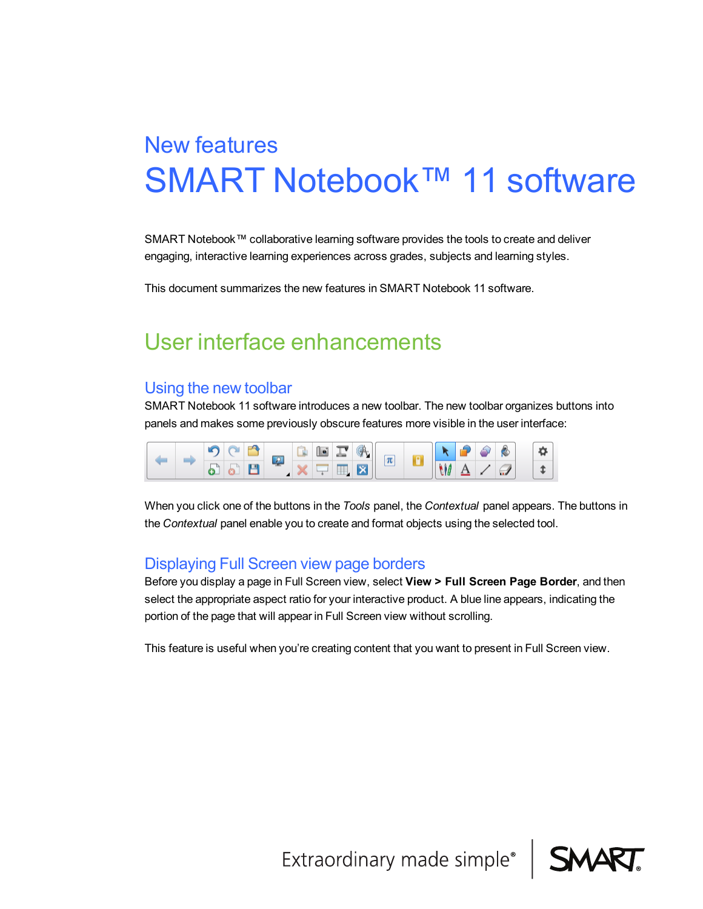# New features
# SMART Notebook™ 11 software

SMART Notebook™ collaborative learning software provides the tools to create and deliver engaging, interactive learning experiences across grades, subjects and learning styles.

This document summarizes the new features in SMART Notebook 11 software.

## User interface enhancements

### Using the new toolbar

SMART Notebook 11 software introduces a new toolbar. The new toolbar organizes buttons into panels and makes some previously obscure features more visible in the user interface:

When you click one of the buttons in the *Tools* panel, the *Contextual* panel appears. The buttons in the *Contextual* panel enable you to create and format objects using the selected tool.

### Displaying Full Screen view page borders

Before you display a page in Full Screen view, select **View > Full Screen Page Border**, and then select the appropriate aspect ratio for your interactive product. A blue line appears, indicating the portion of the page that will appear in Full Screen view without scrolling.

This feature is useful when you're creating content that you want to present in Full Screen view.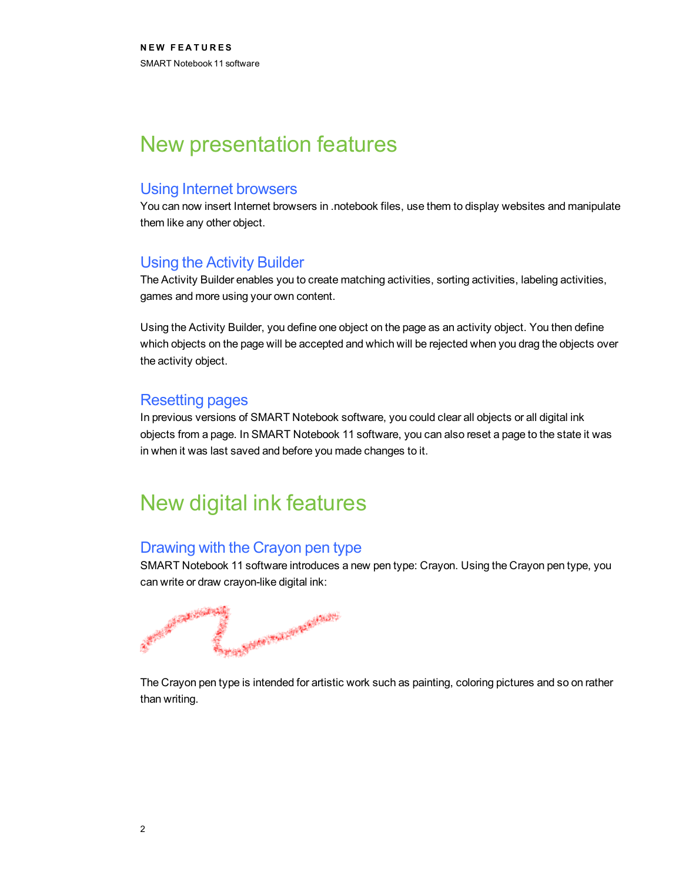# New presentation features

## Using Internet browsers

You can now insert Internet browsers in .notebook files, use them to display websites and manipulate them like any other object.

## Using the Activity Builder

The Activity Builder enables you to create matching activities, sorting activities, labeling activities, games and more using your own content.

Using the Activity Builder, you define one object on the page as an activity object. You then define which objects on the page will be accepted and which will be rejected when you drag the objects over the activity object.

## Resetting pages

In previous versions of SMART Notebook software, you could clear all objects or all digital ink objects from a page. In SMART Notebook 11 software, you can also reset a page to the state it was in when it was last saved and before you made changes to it.

# New digital ink features

## Drawing with the Crayon pen type

SMART Notebook 11 software introduces a new pen type: Crayon. Using the Crayon pen type, you can write or draw crayon-like digital ink:

The Crayon pen type is intended for artistic work such as painting, coloring pictures and so on rather than writing.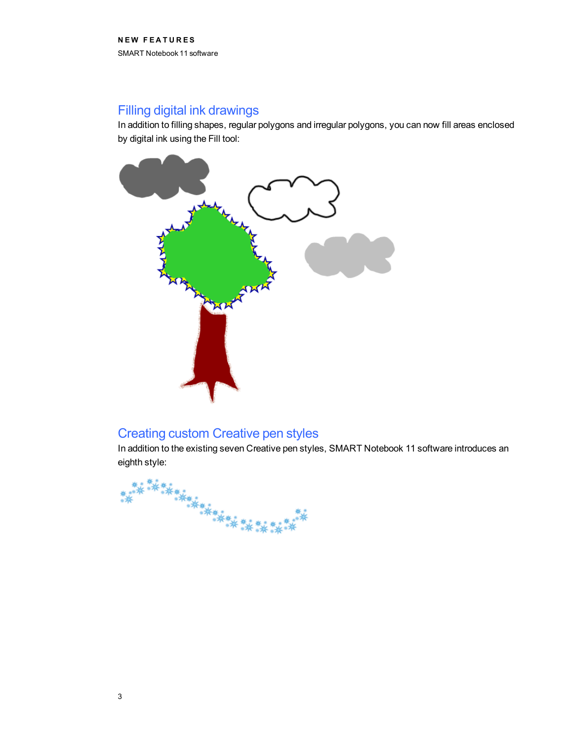## Filling digital ink drawings

In addition to filling shapes, regular polygons and irregular polygons, you can now fill areas enclosed by digital ink using the Fill tool:

## Creating custom Creative pen styles

In addition to the existing seven Creative pen styles, SMART Notebook 11 software introduces an eighth style: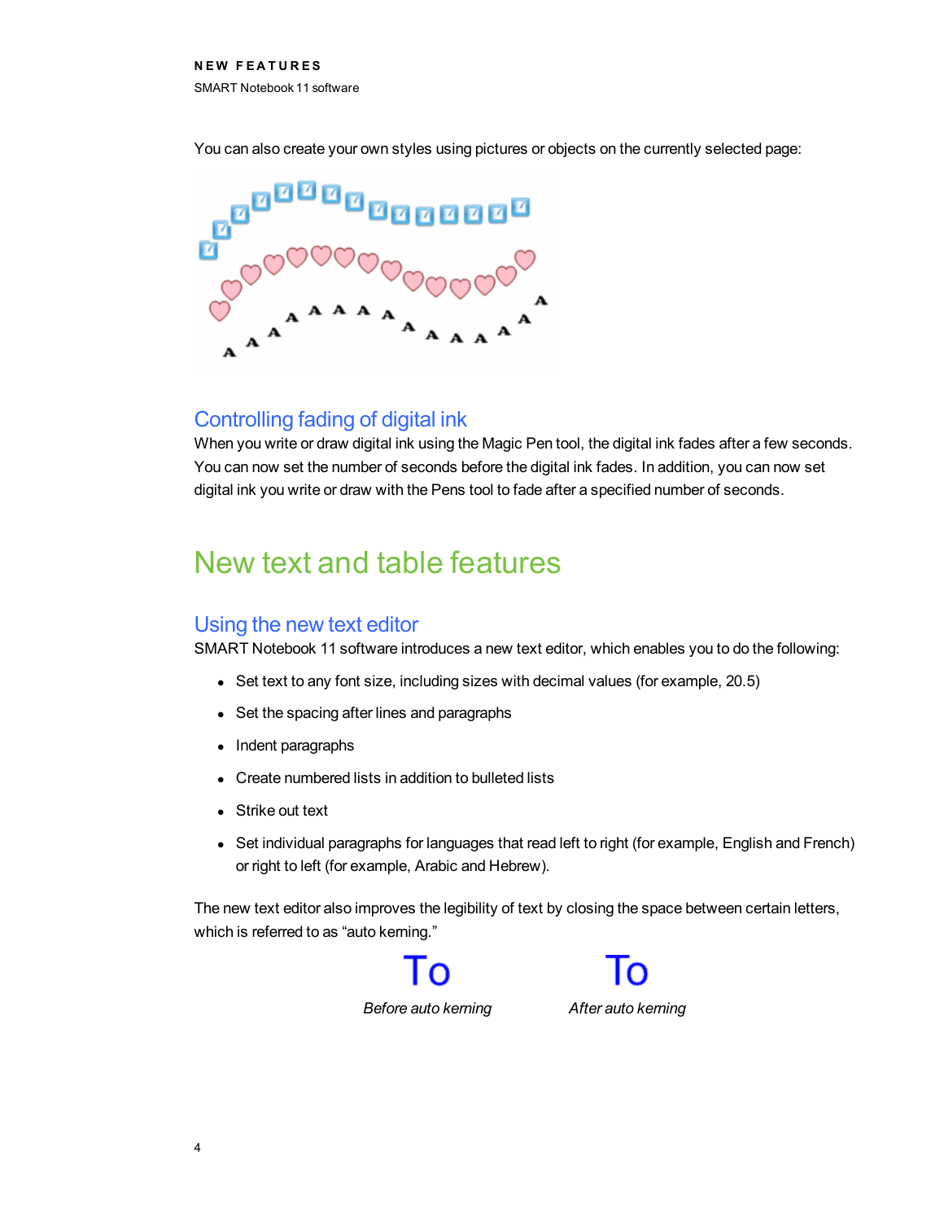You can also create your own styles using pictures or objects on the currently selected page:

## Controlling fading of digital ink

When you write or draw digital ink using the Magic Pen tool, the digital ink fades after a few seconds. You can now set the number of seconds before the digital ink fades. In addition, you can now set digital ink you write or draw with the Pens tool to fade after a specified number of seconds.

# New text and table features

## Using the new text editor

SMART Notebook 11 software introduces a new text editor, which enables you to do the following:

- Set text to any font size, including sizes with decimal values (for example, 20.5)
- Set the spacing after lines and paragraphs
- Indent paragraphs
- Create numbered lists in addition to bulleted lists
- Strike out text
- Set individual paragraphs for languages that read left to right (for example, English and French) or right to left (for example, Arabic and Hebrew).

The new text editor also improves the legibility of text by closing the space between certain letters, which is referred to as "auto kerning."

| To | To |
|---|---|
| *Before auto kerning* | *After auto kerning* |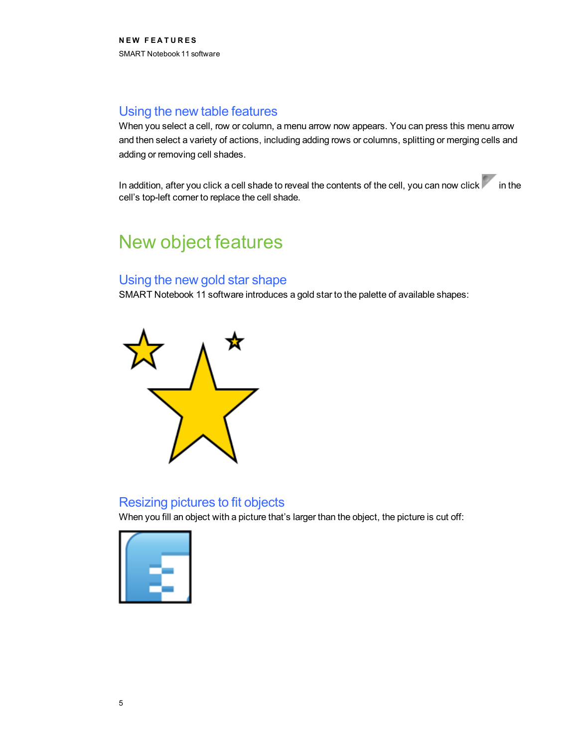## Using the new table features

When you select a cell, row or column, a menu arrow now appears. You can press this menu arrow and then select a variety of actions, including adding rows or columns, splitting or merging cells and adding or removing cell shades.

In addition, after you click a cell shade to reveal the contents of the cell, you can now click in the cell's top-left corner to replace the cell shade.

# New object features

## Using the new gold star shape

SMART Notebook 11 software introduces a gold star to the palette of available shapes:

## Resizing pictures to fit objects

When you fill an object with a picture that's larger than the object, the picture is cut off: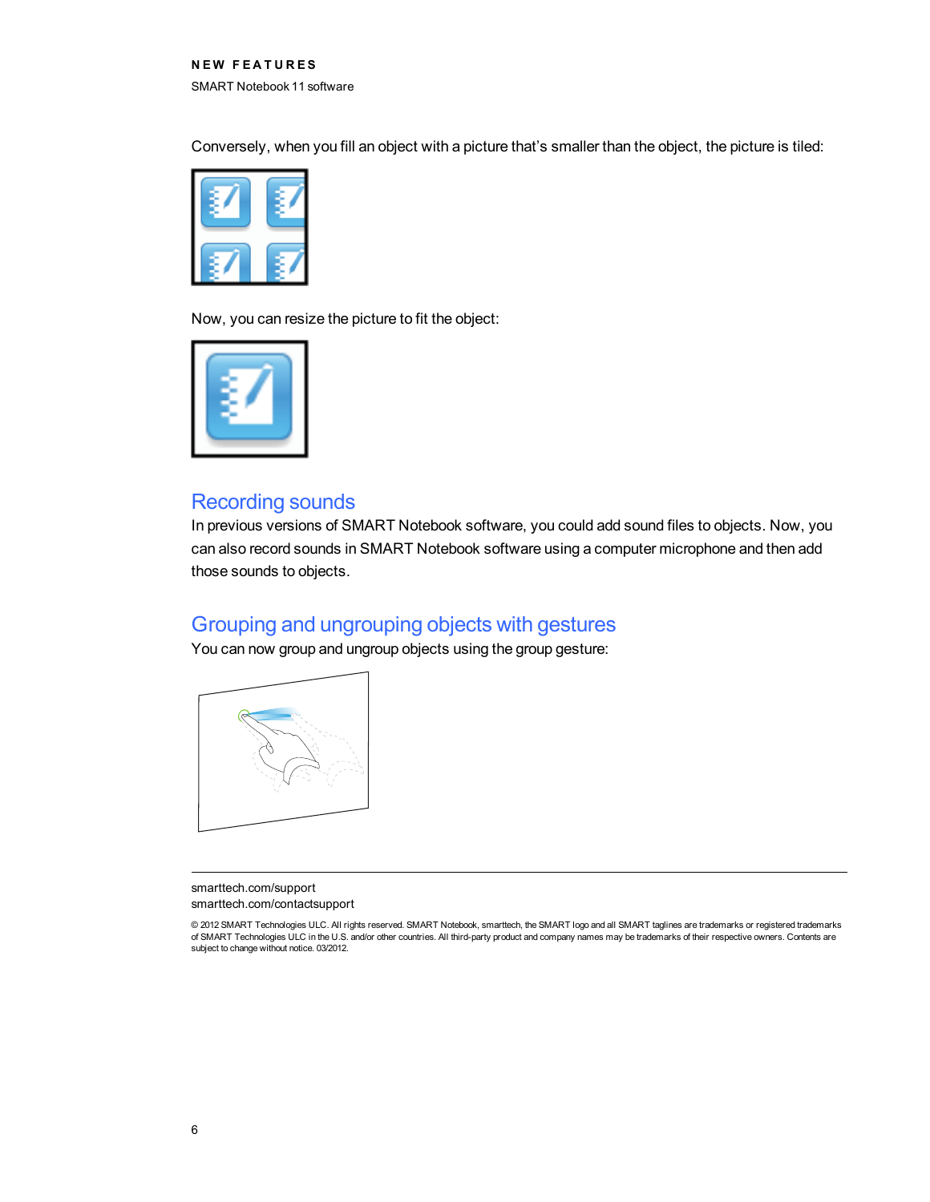Conversely, when you fill an object with a picture that's smaller than the object, the picture is tiled:

Now, you can resize the picture to fit the object:

## Recording sounds

In previous versions of SMART Notebook software, you could add sound files to objects. Now, you can also record sounds in SMART Notebook software using a computer microphone and then add those sounds to objects.

## Grouping and ungrouping objects with gestures

You can now group and ungroup objects using the group gesture:

---

smarttech.com/support
smarttech.com/contactsupport

© 2012 SMART Technologies ULC. All rights reserved. SMART Notebook, smarttech, the SMART logo and all SMART taglines are trademarks or registered trademarks of SMART Technologies ULC in the U.S. and/or other countries. All third-party product and company names may be trademarks of their respective owners. Contents are subject to change without notice. 03/2012.